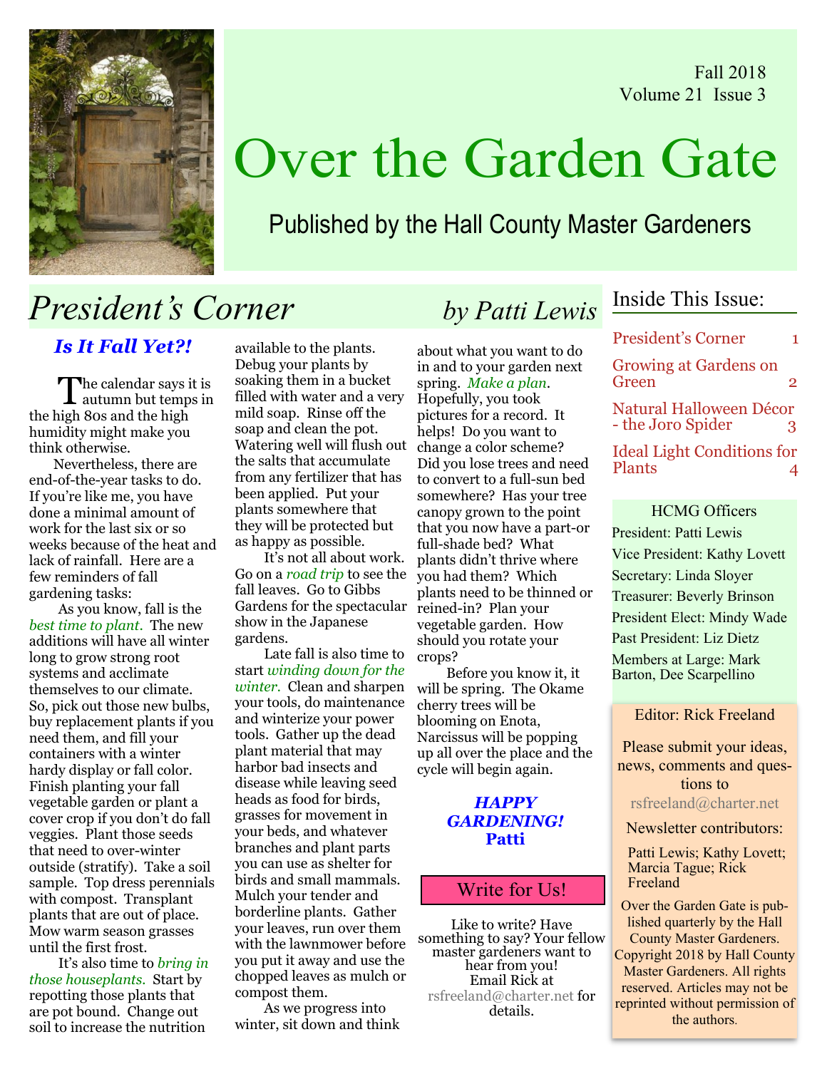Fall 2018
Volume 21 Issue 3

# Over the Garden Gate

Published by the Hall County Master Gardeners

## President's Corner

*by Patti Lewis*

### *Is It Fall Yet?!*

The calendar says it is autumn but temps in the high 80s and the high humidity might make you think otherwise.

Nevertheless, there are end-of-the-year tasks to do. If you're like me, you have done a minimal amount of work for the last six or so weeks because of the heat and lack of rainfall. Here are a few reminders of fall gardening tasks:

As you know, fall is the *best time to plant.* The new additions will have all winter long to grow strong root systems and acclimate themselves to our climate. So, pick out those new bulbs, buy replacement plants if you need them, and fill your containers with a winter hardy display or fall color. Finish planting your fall vegetable garden or plant a cover crop if you don't do fall veggies. Plant those seeds that need to over-winter outside (stratify). Take a soil sample. Top dress perennials with compost. Transplant plants that are out of place. Mow warm season grasses until the first frost.

It's also time to *bring in those houseplants.* Start by repotting those plants that are pot bound. Change out soil to increase the nutrition available to the plants. Debug your plants by soaking them in a bucket filled with water and a very mild soap. Rinse off the soap and clean the pot. Watering well will flush out the salts that accumulate from any fertilizer that has been applied. Put your plants somewhere that they will be protected but as happy as possible.

It's not all about work. Go on a *road trip* to see the fall leaves. Go to Gibbs Gardens for the spectacular show in the Japanese gardens.

Late fall is also time to start *winding down for the winter.* Clean and sharpen your tools, do maintenance and winterize your power tools. Gather up the dead plant material that may harbor bad insects and disease while leaving seed heads as food for birds, grasses for movement in your beds, and whatever branches and plant parts you can use as shelter for birds and small mammals. Mulch your tender and borderline plants. Gather your leaves, run over them with the lawnmower before you put it away and use the chopped leaves as mulch or compost them.

As we progress into winter, sit down and think about what you want to do in and to your garden next spring. *Make a plan.* Hopefully, you took pictures for a record. It helps! Do you want to change a color scheme? Did you lose trees and need to convert to a full-sun bed somewhere? Has your tree canopy grown to the point that you now have a part-or full-shade bed? What plants didn't thrive where you had them? Which plants need to be thinned or reined-in? Plan your vegetable garden. How should you rotate your crops?

Before you know it, it will be spring. The Okame cherry trees will be blooming on Enota, Narcissus will be popping up all over the place and the cycle will begin again.

***HAPPY GARDENING!***
**Patti**

### Write for Us!

Like to write? Have something to say? Your fellow master gardeners want to hear from you! Email Rick at rsfreeland@charter.net for details.

### Inside This Issue:

- President's Corner — 1
- Growing at Gardens on Green — 2
- Natural Halloween Décor - the Joro Spider — 3
- Ideal Light Conditions for Plants — 4

### HCMG Officers

President: Patti Lewis
Vice President: Kathy Lovett
Secretary: Linda Sloyer
Treasurer: Beverly Brinson
President Elect: Mindy Wade
Past President: Liz Dietz
Members at Large: Mark Barton, Dee Scarpellino

Editor: Rick Freeland

Please submit your ideas, news, comments and questions to rsfreeland@charter.net

Newsletter contributors:

Patti Lewis; Kathy Lovett; Marcia Tague; Rick Freeland

Over the Garden Gate is published quarterly by the Hall County Master Gardeners. Copyright 2018 by Hall County Master Gardeners. All rights reserved. Articles may not be reprinted without permission of the authors.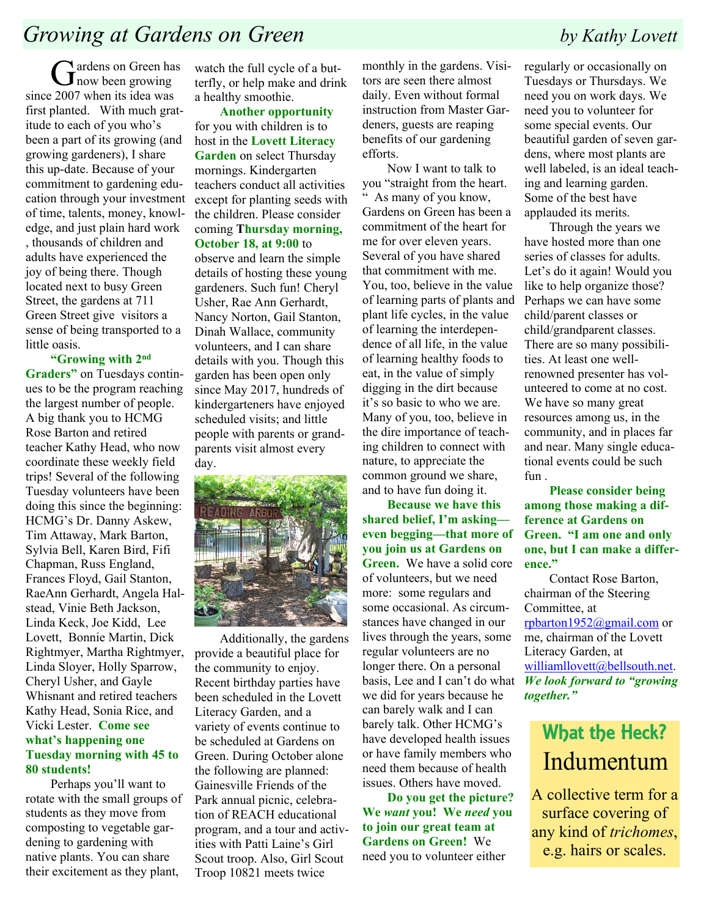# Growing at Gardens on Green

*by Kathy Lovett*

Gardens on Green has now been growing since 2007 when its idea was first planted. With much gratitude to each of you who's been a part of its growing (and growing gardeners), I share this up-date. Because of your commitment to gardening education through your investment of time, talents, money, knowledge, and just plain hard work , thousands of children and adults have experienced the joy of being there. Though located next to busy Green Street, the gardens at 711 Green Street give visitors a sense of being transported to a little oasis.

**"Growing with 2nd Graders"** on Tuesdays continues to be the program reaching the largest number of people. A big thank you to HCMG Rose Barton and retired teacher Kathy Head, who now coordinate these weekly field trips! Several of the following Tuesday volunteers have been doing this since the beginning: HCMG's Dr. Danny Askew, Tim Attaway, Mark Barton, Sylvia Bell, Karen Bird, Fifi Chapman, Russ England, Frances Floyd, Gail Stanton, RaeAnn Gerhardt, Angela Halstead, Vinie Beth Jackson, Linda Keck, Joe Kidd, Lee Lovett, Bonnie Martin, Dick Rightmyer, Martha Rightmyer, Linda Sloyer, Holly Sparrow, Cheryl Usher, and Gayle Whisnant and retired teachers Kathy Head, Sonia Rice, and Vicki Lester. **Come see what's happening one Tuesday morning with 45 to 80 students!**

Perhaps you'll want to rotate with the small groups of students as they move from composting to vegetable gardening to gardening with native plants. You can share their excitement as they plant, watch the full cycle of a butterfly, or help make and drink a healthy smoothie.

**Another opportunity** for you with children is to host in the **Lovett Literacy Garden** on select Thursday mornings. Kindergarten teachers conduct all activities except for planting seeds with the children. Please consider coming **Thursday morning, October 18, at 9:00** to observe and learn the simple details of hosting these young gardeners. Such fun! Cheryl Usher, Rae Ann Gerhardt, Nancy Norton, Gail Stanton, Dinah Wallace, community volunteers, and I can share details with you. Though this garden has been open only since May 2017, hundreds of kindergarteners have enjoyed scheduled visits; and little people with parents or grandparents visit almost every day.

Additionally, the gardens provide a beautiful place for the community to enjoy. Recent birthday parties have been scheduled in the Lovett Literacy Garden, and a variety of events continue to be scheduled at Gardens on Green. During October alone the following are planned: Gainesville Friends of the Park annual picnic, celebration of REACH educational program, and a tour and activities with Patti Laine's Girl Scout troop. Also, Girl Scout Troop 10821 meets twice monthly in the gardens. Visitors are seen there almost daily. Even without formal instruction from Master Gardeners, guests are reaping benefits of our gardening efforts.

Now I want to talk to you "straight from the heart. " As many of you know, Gardens on Green has been a commitment of the heart for me for over eleven years. Several of you have shared that commitment with me. You, too, believe in the value of learning parts of plants and plant life cycles, in the value of learning the interdependence of all life, in the value of learning healthy foods to eat, in the value of simply digging in the dirt because it's so basic to who we are. Many of you, too, believe in the dire importance of teaching children to connect with nature, to appreciate the common ground we share, and to have fun doing it.

**Because we have this shared belief, I'm asking—even begging—that more of you join us at Gardens on Green.** We have a solid core of volunteers, but we need more: some regulars and some occasional. As circumstances have changed in our lives through the years, some regular volunteers are no longer there. On a personal basis, Lee and I can't do what we did for years because he can barely walk and I can barely talk. Other HCMG's have developed health issues or have family members who need them because of health issues. Others have moved.

**Do you get the picture? We *want* you! We *need* you to join our great team at Gardens on Green!** We need you to volunteer either regularly or occasionally on Tuesdays or Thursdays. We need you on work days. We need you to volunteer for some special events. Our beautiful garden of seven gardens, where most plants are well labeled, is an ideal teaching and learning garden. Some of the best have applauded its merits.

Through the years we have hosted more than one series of classes for adults. Let's do it again! Would you like to help organize those? Perhaps we can have some child/parent classes or child/grandparent classes. There are so many possibilities. At least one well-renowned presenter has volunteered to come at no cost. We have so many great resources among us, in the community, and in places far and near. Many single educational events could be such fun .

**Please consider being among those making a difference at Gardens on Green. "I am one and only one, but I can make a difference."**

Contact Rose Barton, chairman of the Steering Committee, at rpbarton1952@gmail.com or me, chairman of the Lovett Literacy Garden, at williamllovett@bellsouth.net. ***We look forward to "growing together."***

## What the Heck?

### Indumentum

A collective term for a surface covering of any kind of *trichomes*, e.g. hairs or scales.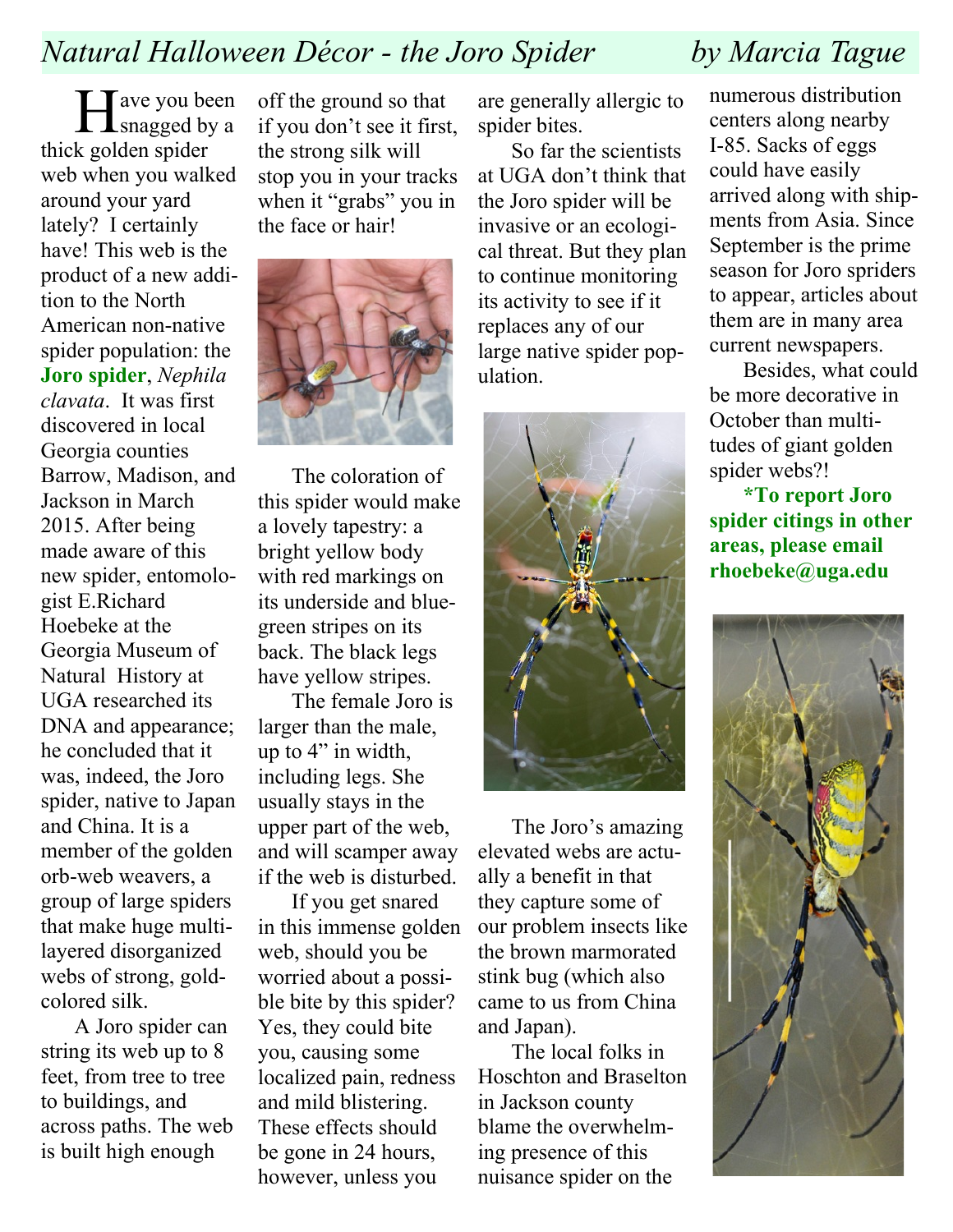# *Natural Halloween Décor - the Joro Spider* *by Marcia Tague*

Have you been snagged by a thick golden spider web when you walked around your yard lately? I certainly have! This web is the product of a new addition to the North American non-native spider population: the **Joro spider**, *Nephila clavata*. It was first discovered in local Georgia counties Barrow, Madison, and Jackson in March 2015. After being made aware of this new spider, entomologist E.Richard Hoebeke at the Georgia Museum of Natural History at UGA researched its DNA and appearance; he concluded that it was, indeed, the Joro spider, native to Japan and China. It is a member of the golden orb-web weavers, a group of large spiders that make huge multi-layered disorganized webs of strong, gold-colored silk.

A Joro spider can string its web up to 8 feet, from tree to tree to buildings, and across paths. The web is built high enough off the ground so that if you don't see it first, the strong silk will stop you in your tracks when it "grabs" you in the face or hair!

The coloration of this spider would make a lovely tapestry: a bright yellow body with red markings on its underside and blue-green stripes on its back. The black legs have yellow stripes.

The female Joro is larger than the male, up to 4" in width, including legs. She usually stays in the upper part of the web, and will scamper away if the web is disturbed.

If you get snared in this immense golden web, should you be worried about a possible bite by this spider? Yes, they could bite you, causing some localized pain, redness and mild blistering. These effects should be gone in 24 hours, however, unless you are generally allergic to spider bites.

So far the scientists at UGA don't think that the Joro spider will be invasive or an ecological threat. But they plan to continue monitoring its activity to see if it replaces any of our large native spider population.

The Joro's amazing elevated webs are actually a benefit in that they capture some of our problem insects like the brown marmorated stink bug (which also came to us from China and Japan).

The local folks in Hoschton and Braselton in Jackson county blame the overwhelming presence of this nuisance spider on the numerous distribution centers along nearby I-85. Sacks of eggs could have easily arrived along with shipments from Asia. Since September is the prime season for Joro spriders to appear, articles about them are in many area current newspapers.

Besides, what could be more decorative in October than multitudes of giant golden spider webs?!

***To report Joro spider citings in other areas, please email rhoebeke@uga.edu**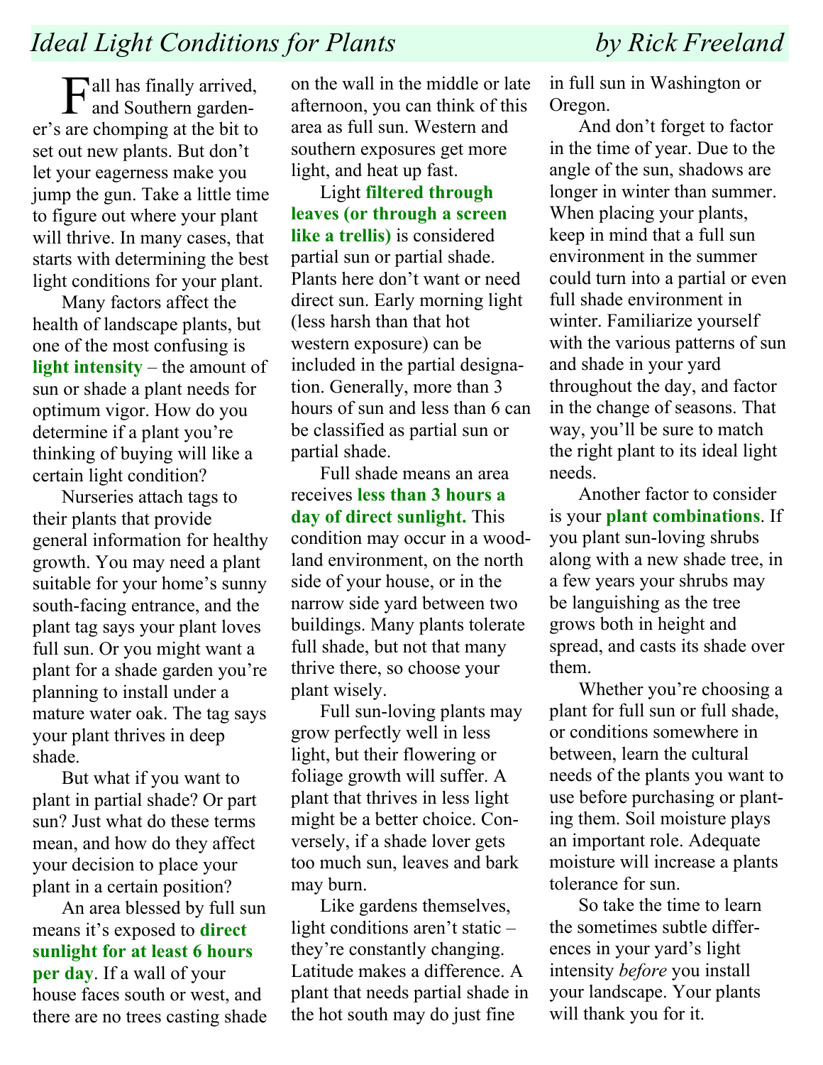# *Ideal Light Conditions for Plants* — *by Rick Freeland*

Fall has finally arrived, and Southern gardener's are chomping at the bit to set out new plants. But don't let your eagerness make you jump the gun. Take a little time to figure out where your plant will thrive. In many cases, that starts with determining the best light conditions for your plant.

Many factors affect the health of landscape plants, but one of the most confusing is **light intensity** – the amount of sun or shade a plant needs for optimum vigor. How do you determine if a plant you're thinking of buying will like a certain light condition?

Nurseries attach tags to their plants that provide general information for healthy growth. You may need a plant suitable for your home's sunny south-facing entrance, and the plant tag says your plant loves full sun. Or you might want a plant for a shade garden you're planning to install under a mature water oak. The tag says your plant thrives in deep shade.

But what if you want to plant in partial shade? Or part sun? Just what do these terms mean, and how do they affect your decision to place your plant in a certain position?

An area blessed by full sun means it's exposed to **direct sunlight for at least 6 hours per day**. If a wall of your house faces south or west, and there are no trees casting shade on the wall in the middle or late afternoon, you can think of this area as full sun. Western and southern exposures get more light, and heat up fast.

Light **filtered through leaves (or through a screen like a trellis)** is considered partial sun or partial shade. Plants here don't want or need direct sun. Early morning light (less harsh than that hot western exposure) can be included in the partial designation. Generally, more than 3 hours of sun and less than 6 can be classified as partial sun or partial shade.

Full shade means an area receives **less than 3 hours a day of direct sunlight.** This condition may occur in a woodland environment, on the north side of your house, or in the narrow side yard between two buildings. Many plants tolerate full shade, but not that many thrive there, so choose your plant wisely.

Full sun-loving plants may grow perfectly well in less light, but their flowering or foliage growth will suffer. A plant that thrives in less light might be a better choice. Conversely, if a shade lover gets too much sun, leaves and bark may burn.

Like gardens themselves, light conditions aren't static – they're constantly changing. Latitude makes a difference. A plant that needs partial shade in the hot south may do just fine in full sun in Washington or Oregon.

And don't forget to factor in the time of year. Due to the angle of the sun, shadows are longer in winter than summer. When placing your plants, keep in mind that a full sun environment in the summer could turn into a partial or even full shade environment in winter. Familiarize yourself with the various patterns of sun and shade in your yard throughout the day, and factor in the change of seasons. That way, you'll be sure to match the right plant to its ideal light needs.

Another factor to consider is your **plant combinations**. If you plant sun-loving shrubs along with a new shade tree, in a few years your shrubs may be languishing as the tree grows both in height and spread, and casts its shade over them.

Whether you're choosing a plant for full sun or full shade, or conditions somewhere in between, learn the cultural needs of the plants you want to use before purchasing or planting them. Soil moisture plays an important role. Adequate moisture will increase a plants tolerance for sun.

So take the time to learn the sometimes subtle differences in your yard's light intensity *before* you install your landscape. Your plants will thank you for it.